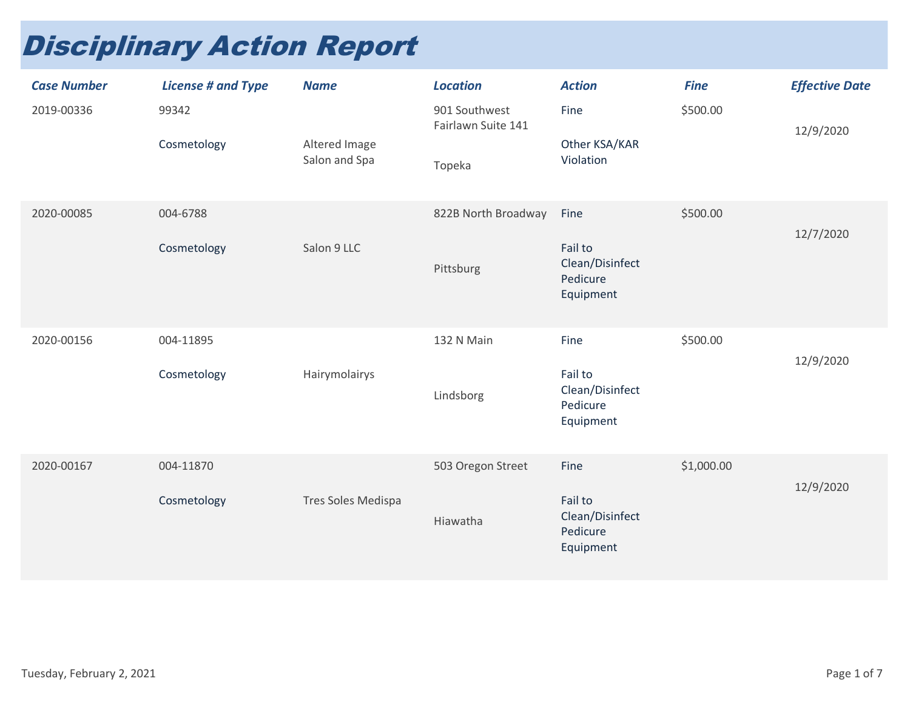# Disciplinary Action Report

| Case Number | License # and Type | Name | Location | Action | Fine | Effective Date |
|---|---|---|---|---|---|---|
| 2019-00336 | 99342 Cosmetology | Altered Image Salon and Spa | 901 Southwest Fairlawn Suite 141 Topeka | Fine Other KSA/KAR Violation | $500.00 | 12/9/2020 |
| 2020-00085 | 004-6788 Cosmetology | Salon 9 LLC | 822B North Broadway Pittsburg | Fine Fail to Clean/Disinfect Pedicure Equipment | $500.00 | 12/7/2020 |
| 2020-00156 | 004-11895 Cosmetology | Hairymolairys | 132 N Main Lindsborg | Fine Fail to Clean/Disinfect Pedicure Equipment | $500.00 | 12/9/2020 |
| 2020-00167 | 004-11870 Cosmetology | Tres Soles Medispa | 503 Oregon Street Hiawatha | Fine Fail to Clean/Disinfect Pedicure Equipment | $1,000.00 | 12/9/2020 |

Tuesday, February 2, 2021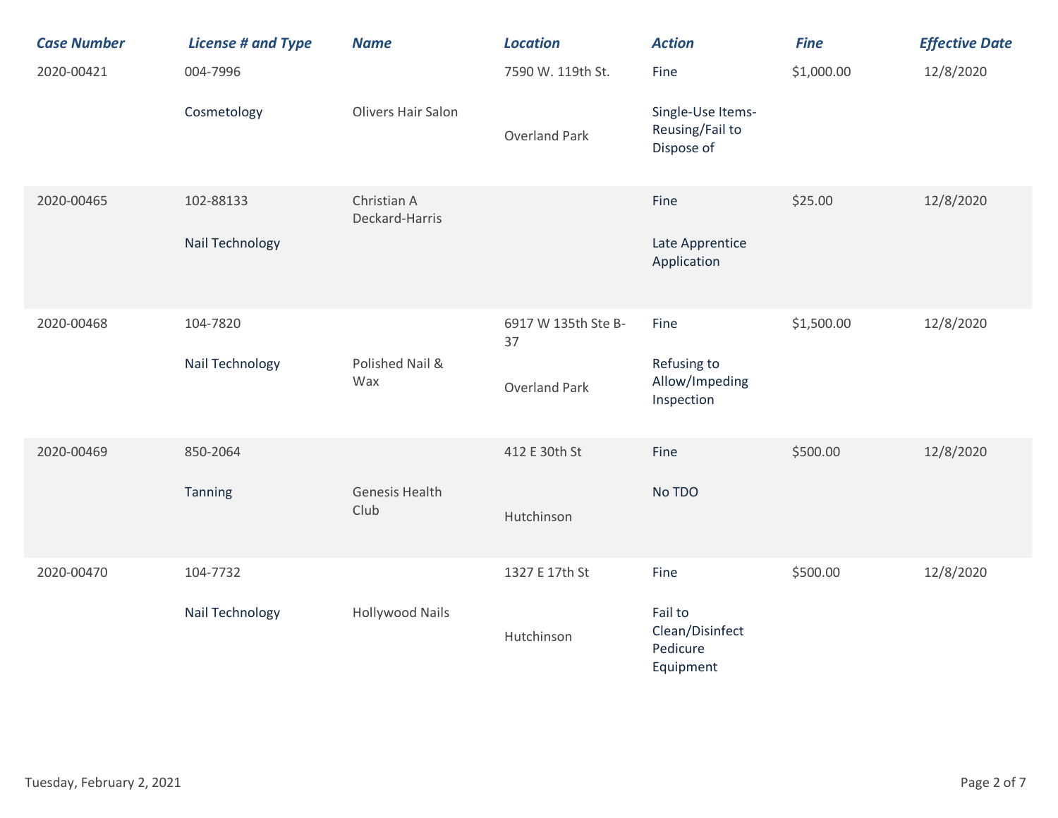| Case Number | License # and Type | Name | Location | Action | Fine | Effective Date |
|---|---|---|---|---|---|---|
| 2020-00421 | 004-7996<br>Cosmetology | Olivers Hair Salon | 7590 W. 119th St.<br>Overland Park | Fine<br>Single-Use Items-Reusing/Fail to Dispose of | $1,000.00 | 12/8/2020 |
| 2020-00465 | 102-88133<br>Nail Technology | Christian A Deckard-Harris | | Fine<br>Late Apprentice Application | $25.00 | 12/8/2020 |
| 2020-00468 | 104-7820<br>Nail Technology | Polished Nail & Wax | 6917 W 135th Ste B-37<br>Overland Park | Fine<br>Refusing to Allow/Impeding Inspection | $1,500.00 | 12/8/2020 |
| 2020-00469 | 850-2064<br>Tanning | Genesis Health Club | 412 E 30th St<br>Hutchinson | Fine<br>No TDO | $500.00 | 12/8/2020 |
| 2020-00470 | 104-7732<br>Nail Technology | Hollywood Nails | 1327 E 17th St<br>Hutchinson | Fine<br>Fail to Clean/Disinfect Pedicure Equipment | $500.00 | 12/8/2020 |

Tuesday, February 2, 2021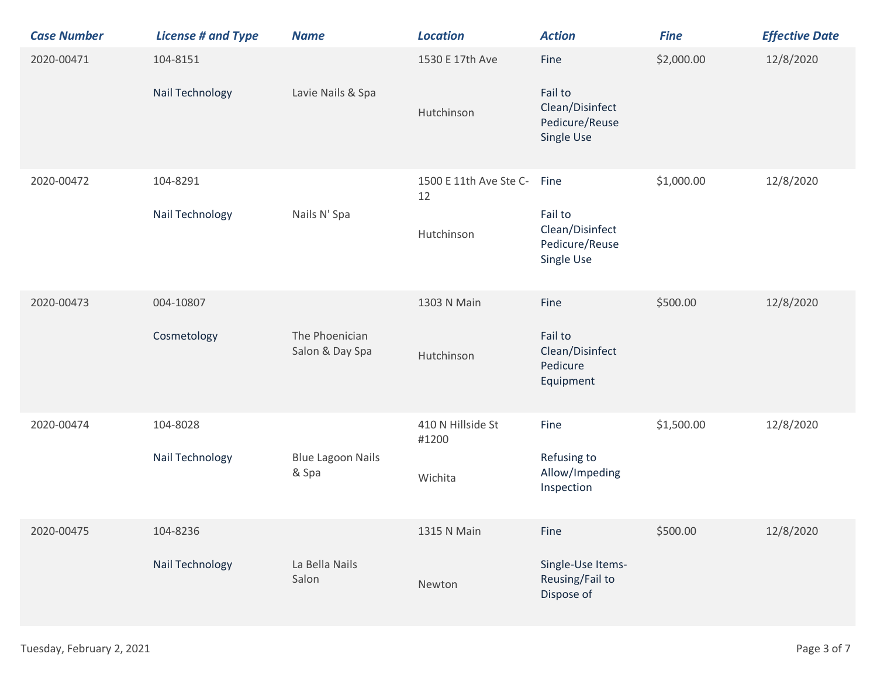| Case Number | License # and Type | Name | Location | Action | Fine | Effective Date |
|---|---|---|---|---|---|---|
| 2020-00471 | 104-8151 Nail Technology | Lavie Nails & Spa | 1530 E 17th Ave Hutchinson | Fine Fail to Clean/Disinfect Pedicure/Reuse Single Use | $2,000.00 | 12/8/2020 |
| 2020-00472 | 104-8291 Nail Technology | Nails N' Spa | 1500 E 11th Ave Ste C-12 Hutchinson | Fine Fail to Clean/Disinfect Pedicure/Reuse Single Use | $1,000.00 | 12/8/2020 |
| 2020-00473 | 004-10807 Cosmetology | The Phoenician Salon & Day Spa | 1303 N Main Hutchinson | Fine Fail to Clean/Disinfect Pedicure Equipment | $500.00 | 12/8/2020 |
| 2020-00474 | 104-8028 Nail Technology | Blue Lagoon Nails & Spa | 410 N Hillside St #1200 Wichita | Fine Refusing to Allow/Impeding Inspection | $1,500.00 | 12/8/2020 |
| 2020-00475 | 104-8236 Nail Technology | La Bella Nails Salon | 1315 N Main Newton | Fine Single-Use Items-Reusing/Fail to Dispose of | $500.00 | 12/8/2020 |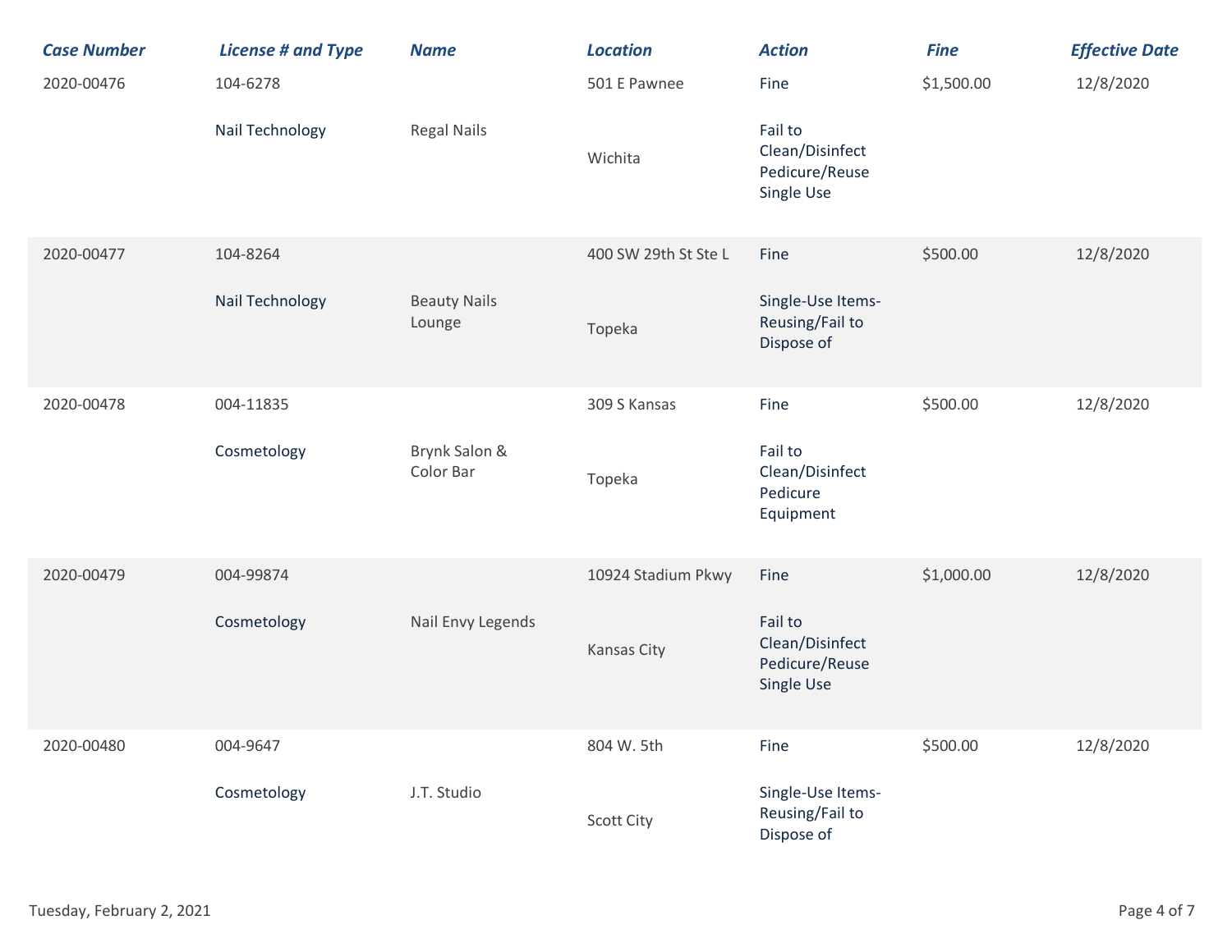| Case Number | License # and Type | Name | Location | Action | Fine | Effective Date |
|---|---|---|---|---|---|---|
| 2020-00476 | 104-6278 Nail Technology | Regal Nails | 501 E Pawnee Wichita | Fine Fail to Clean/Disinfect Pedicure/Reuse Single Use | $1,500.00 | 12/8/2020 |
| 2020-00477 | 104-8264 Nail Technology | Beauty Nails Lounge | 400 SW 29th St Ste L Topeka | Fine Single-Use Items-Reusing/Fail to Dispose of | $500.00 | 12/8/2020 |
| 2020-00478 | 004-11835 Cosmetology | Brynk Salon & Color Bar | 309 S Kansas Topeka | Fine Fail to Clean/Disinfect Pedicure Equipment | $500.00 | 12/8/2020 |
| 2020-00479 | 004-99874 Cosmetology | Nail Envy Legends | 10924 Stadium Pkwy Kansas City | Fine Fail to Clean/Disinfect Pedicure/Reuse Single Use | $1,000.00 | 12/8/2020 |
| 2020-00480 | 004-9647 Cosmetology | J.T. Studio | 804 W. 5th Scott City | Fine Single-Use Items-Reusing/Fail to Dispose of | $500.00 | 12/8/2020 |

Tuesday, February 2, 2021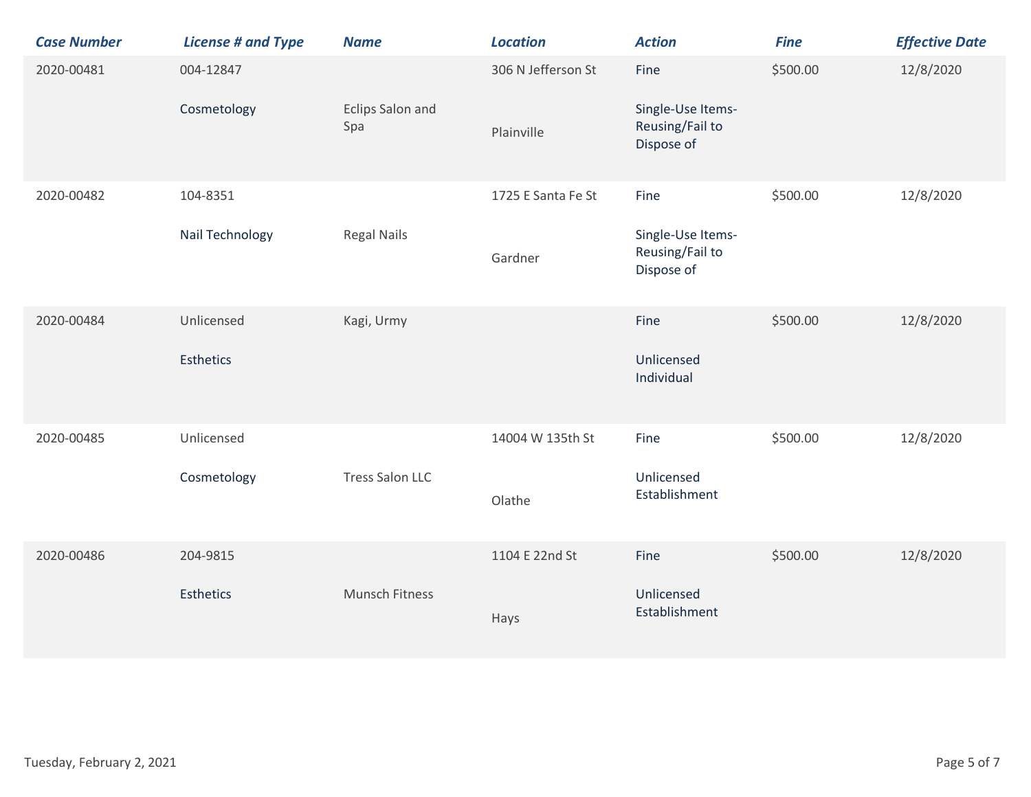| Case Number | License # and Type | Name | Location | Action | Fine | Effective Date |
|---|---|---|---|---|---|---|
| 2020-00481 | 004-12847 Cosmetology | Eclips Salon and Spa | 306 N Jefferson St Plainville | Fine Single-Use Items-Reusing/Fail to Dispose of | $500.00 | 12/8/2020 |
| 2020-00482 | 104-8351 Nail Technology | Regal Nails | 1725 E Santa Fe St Gardner | Fine Single-Use Items-Reusing/Fail to Dispose of | $500.00 | 12/8/2020 |
| 2020-00484 | Unlicensed Esthetics | Kagi, Urmy | | Fine Unlicensed Individual | $500.00 | 12/8/2020 |
| 2020-00485 | Unlicensed Cosmetology | Tress Salon LLC | 14004 W 135th St Olathe | Fine Unlicensed Establishment | $500.00 | 12/8/2020 |
| 2020-00486 | 204-9815 Esthetics | Munsch Fitness | 1104 E 22nd St Hays | Fine Unlicensed Establishment | $500.00 | 12/8/2020 |

Tuesday, February 2, 2021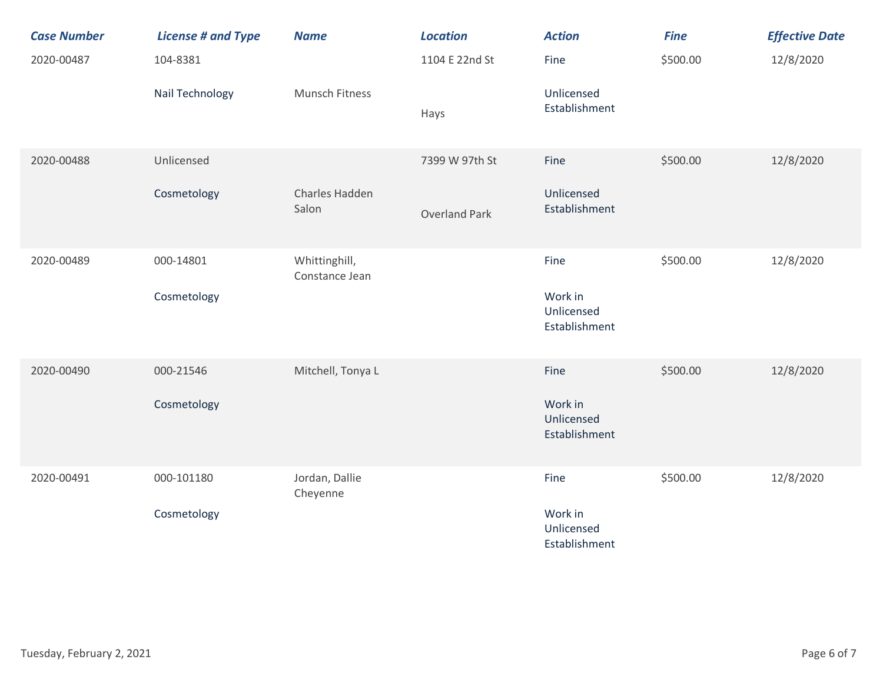| Case Number | License # and Type | Name | Location | Action | Fine | Effective Date |
|---|---|---|---|---|---|---|
| 2020-00487 | 104-8381<br>Nail Technology | Munsch Fitness | 1104 E 22nd St<br>Hays | Fine<br>Unlicensed Establishment | $500.00 | 12/8/2020 |
| 2020-00488 | Unlicensed<br>Cosmetology | Charles Hadden Salon | 7399 W 97th St<br>Overland Park | Fine<br>Unlicensed Establishment | $500.00 | 12/8/2020 |
| 2020-00489 | 000-14801<br>Cosmetology | Whittinghill, Constance Jean | | Fine<br>Work in Unlicensed Establishment | $500.00 | 12/8/2020 |
| 2020-00490 | 000-21546<br>Cosmetology | Mitchell, Tonya L | | Fine<br>Work in Unlicensed Establishment | $500.00 | 12/8/2020 |
| 2020-00491 | 000-101180<br>Cosmetology | Jordan, Dallie Cheyenne | | Fine<br>Work in Unlicensed Establishment | $500.00 | 12/8/2020 |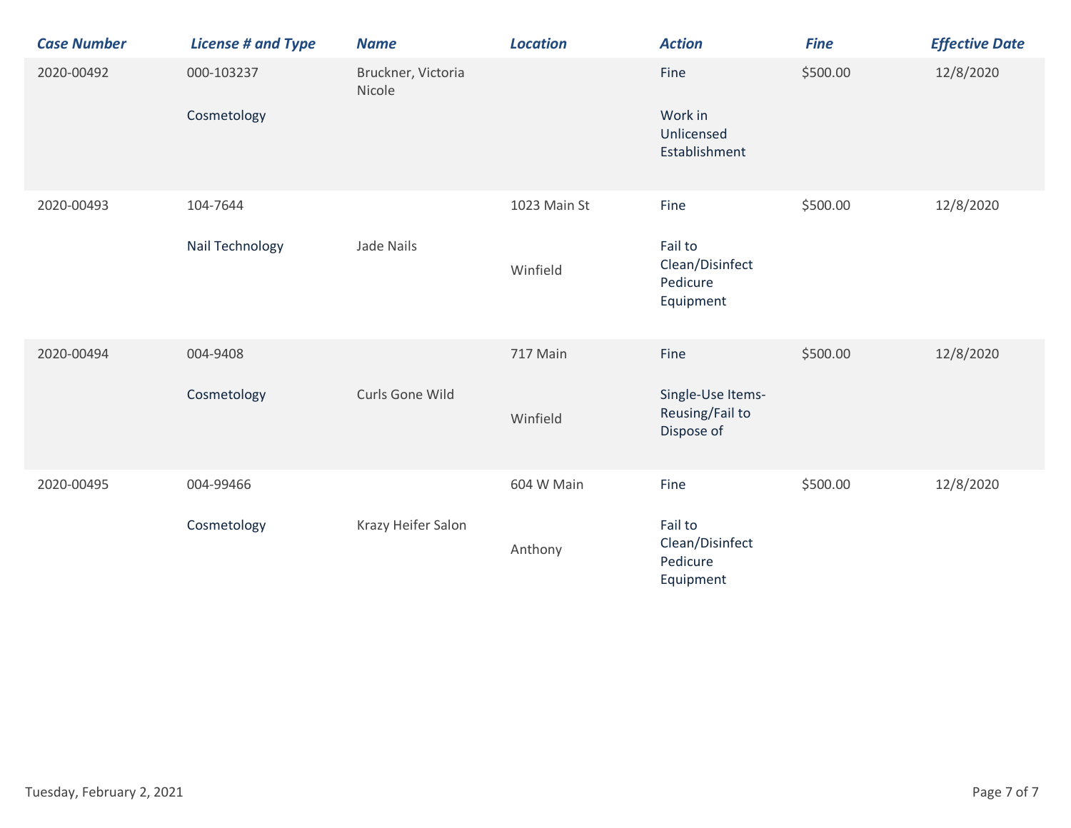| Case Number | License # and Type | Name | Location | Action | Fine | Effective Date |
|---|---|---|---|---|---|---|
| 2020-00492 | 000-103237 Cosmetology | Bruckner, Victoria Nicole | | Fine Work in Unlicensed Establishment | $500.00 | 12/8/2020 |
| 2020-00493 | 104-7644 Nail Technology | Jade Nails | 1023 Main St Winfield | Fine Fail to Clean/Disinfect Pedicure Equipment | $500.00 | 12/8/2020 |
| 2020-00494 | 004-9408 Cosmetology | Curls Gone Wild | 717 Main Winfield | Fine Single-Use Items-Reusing/Fail to Dispose of | $500.00 | 12/8/2020 |
| 2020-00495 | 004-99466 Cosmetology | Krazy Heifer Salon | 604 W Main Anthony | Fine Fail to Clean/Disinfect Pedicure Equipment | $500.00 | 12/8/2020 |

Tuesday, February 2, 2021